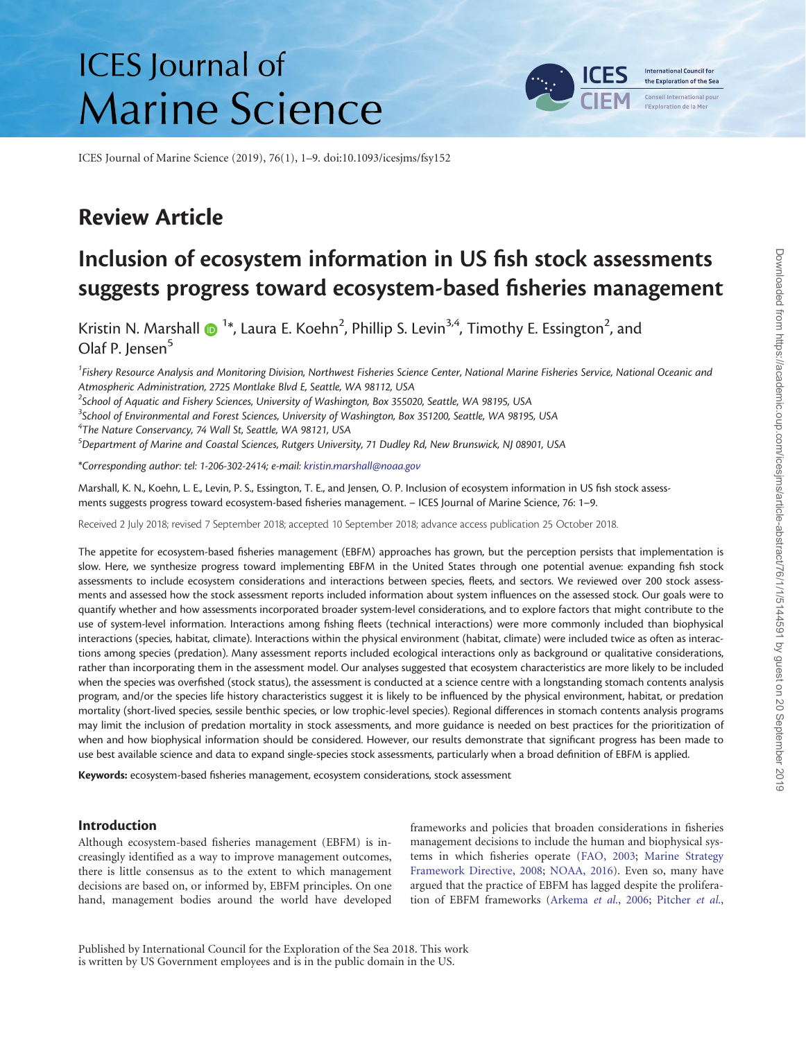ICES Journal of Marine Science (2019), 76(1), 1–9. doi:10.1093/icesjms/fsy152

## Review Article

# Inclusion of ecosystem information in US fish stock assessments suggests progress toward ecosystem-based fisheries management

Kristin N. Marshall [1]*, Laura E. Koehn[2], Phillip S. Levin[3,4], Timothy E. Essington[2], and Olaf P. Jensen[5]

[1]*Fishery Resource Analysis and Monitoring Division, Northwest Fisheries Science Center, National Marine Fisheries Service, National Oceanic and Atmospheric Administration, 2725 Montlake Blvd E, Seattle, WA 98112, USA*

[2]*School of Aquatic and Fishery Sciences, University of Washington, Box 355020, Seattle, WA 98195, USA*

[3]*School of Environmental and Forest Sciences, University of Washington, Box 351200, Seattle, WA 98195, USA*

[4]*The Nature Conservancy, 74 Wall St, Seattle, WA 98121, USA*

[5]*Department of Marine and Coastal Sciences, Rutgers University, 71 Dudley Rd, New Brunswick, NJ 08901, USA*

**Corresponding author: tel: 1-206-302-2414; e-mail: kristin.marshall@noaa.gov*

Marshall, K. N., Koehn, L. E., Levin, P. S., Essington, T. E., and Jensen, O. P. Inclusion of ecosystem information in US fish stock assessments suggests progress toward ecosystem-based fisheries management. – ICES Journal of Marine Science, 76: 1–9.

Received 2 July 2018; revised 7 September 2018; accepted 10 September 2018; advance access publication 25 October 2018.

The appetite for ecosystem-based fisheries management (EBFM) approaches has grown, but the perception persists that implementation is slow. Here, we synthesize progress toward implementing EBFM in the United States through one potential avenue: expanding fish stock assessments to include ecosystem considerations and interactions between species, fleets, and sectors. We reviewed over 200 stock assessments and assessed how the stock assessment reports included information about system influences on the assessed stock. Our goals were to quantify whether and how assessments incorporated broader system-level considerations, and to explore factors that might contribute to the use of system-level information. Interactions among fishing fleets (technical interactions) were more commonly included than biophysical interactions (species, habitat, climate). Interactions within the physical environment (habitat, climate) were included twice as often as interactions among species (predation). Many assessment reports included ecological interactions only as background or qualitative considerations, rather than incorporating them in the assessment model. Our analyses suggested that ecosystem characteristics are more likely to be included when the species was overfished (stock status), the assessment is conducted at a science centre with a longstanding stomach contents analysis program, and/or the species life history characteristics suggest it is likely to be influenced by the physical environment, habitat, or predation mortality (short-lived species, sessile benthic species, or low trophic-level species). Regional differences in stomach contents analysis programs may limit the inclusion of predation mortality in stock assessments, and more guidance is needed on best practices for the prioritization of when and how biophysical information should be considered. However, our results demonstrate that significant progress has been made to use best available science and data to expand single-species stock assessments, particularly when a broad definition of EBFM is applied.

**Keywords:** ecosystem-based fisheries management, ecosystem considerations, stock assessment

## Introduction

Although ecosystem-based fisheries management (EBFM) is increasingly identified as a way to improve management outcomes, there is little consensus as to the extent to which management decisions are based on, or informed by, EBFM principles. On one hand, management bodies around the world have developed frameworks and policies that broaden considerations in fisheries management decisions to include the human and biophysical systems in which fisheries operate (FAO, 2003; Marine Strategy Framework Directive, 2008; NOAA, 2016). Even so, many have argued that the practice of EBFM has lagged despite the proliferation of EBFM frameworks (Arkema *et al.*, 2006; Pitcher *et al.*,

Published by International Council for the Exploration of the Sea 2018. This work is written by US Government employees and is in the public domain in the US.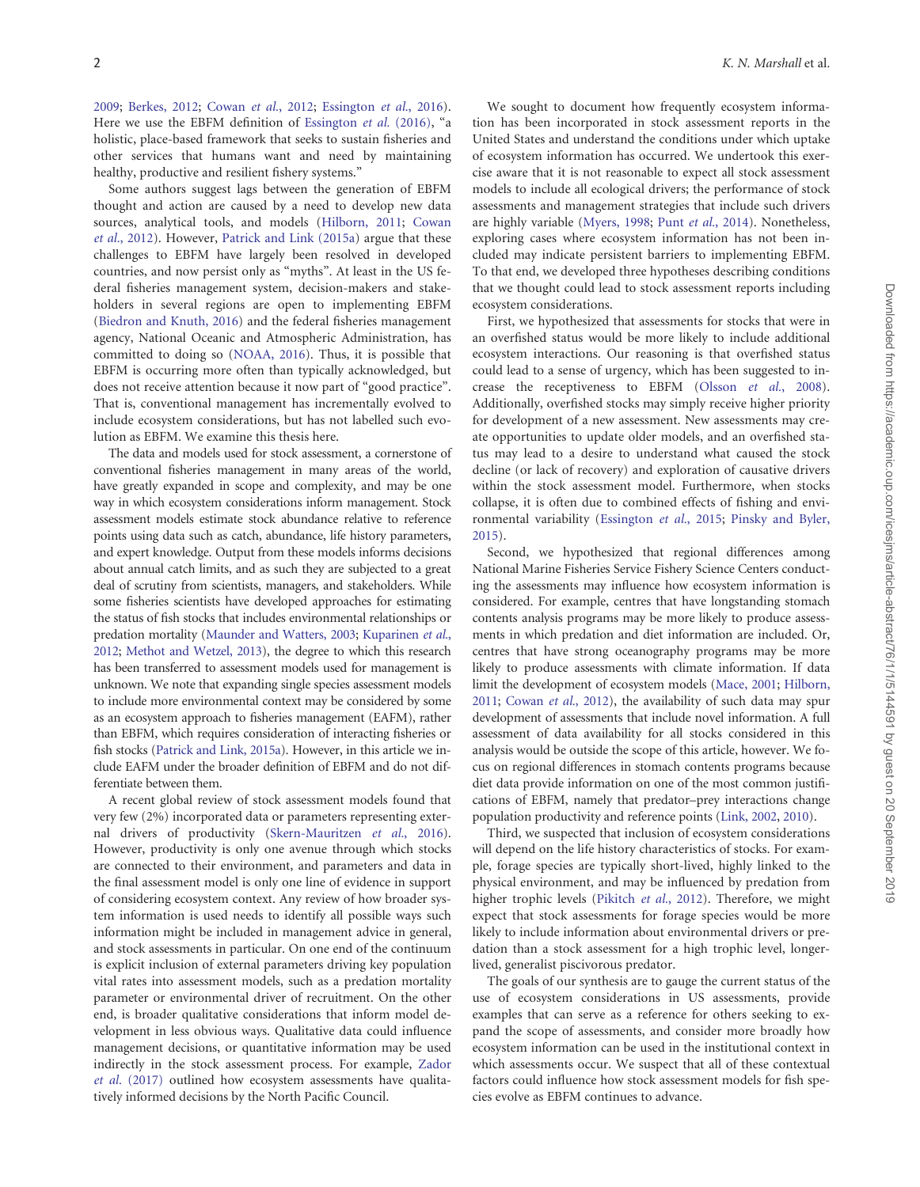2009; Berkes, 2012; Cowan *et al.*, 2012; Essington *et al.*, 2016). Here we use the EBFM definition of Essington *et al.* (2016), "a holistic, place-based framework that seeks to sustain fisheries and other services that humans want and need by maintaining healthy, productive and resilient fishery systems."

Some authors suggest lags between the generation of EBFM thought and action are caused by a need to develop new data sources, analytical tools, and models (Hilborn, 2011; Cowan *et al.*, 2012). However, Patrick and Link (2015a) argue that these challenges to EBFM have largely been resolved in developed countries, and now persist only as "myths". At least in the US federal fisheries management system, decision-makers and stakeholders in several regions are open to implementing EBFM (Biedron and Knuth, 2016) and the federal fisheries management agency, National Oceanic and Atmospheric Administration, has committed to doing so (NOAA, 2016). Thus, it is possible that EBFM is occurring more often than typically acknowledged, but does not receive attention because it now part of "good practice". That is, conventional management has incrementally evolved to include ecosystem considerations, but has not labelled such evolution as EBFM. We examine this thesis here.

The data and models used for stock assessment, a cornerstone of conventional fisheries management in many areas of the world, have greatly expanded in scope and complexity, and may be one way in which ecosystem considerations inform management. Stock assessment models estimate stock abundance relative to reference points using data such as catch, abundance, life history parameters, and expert knowledge. Output from these models informs decisions about annual catch limits, and as such they are subjected to a great deal of scrutiny from scientists, managers, and stakeholders. While some fisheries scientists have developed approaches for estimating the status of fish stocks that includes environmental relationships or predation mortality (Maunder and Watters, 2003; Kuparinen *et al.*, 2012; Methot and Wetzel, 2013), the degree to which this research has been transferred to assessment models used for management is unknown. We note that expanding single species assessment models to include more environmental context may be considered by some as an ecosystem approach to fisheries management (EAFM), rather than EBFM, which requires consideration of interacting fisheries or fish stocks (Patrick and Link, 2015a). However, in this article we include EAFM under the broader definition of EBFM and do not differentiate between them.

A recent global review of stock assessment models found that very few (2%) incorporated data or parameters representing external drivers of productivity (Skern-Mauritzen *et al.*, 2016). However, productivity is only one avenue through which stocks are connected to their environment, and parameters and data in the final assessment model is only one line of evidence in support of considering ecosystem context. Any review of how broader system information is used needs to identify all possible ways such information might be included in management advice in general, and stock assessments in particular. On one end of the continuum is explicit inclusion of external parameters driving key population vital rates into assessment models, such as a predation mortality parameter or environmental driver of recruitment. On the other end, is broader qualitative considerations that inform model development in less obvious ways. Qualitative data could influence management decisions, or quantitative information may be used indirectly in the stock assessment process. For example, Zador *et al.* (2017) outlined how ecosystem assessments have qualitatively informed decisions by the North Pacific Council.

We sought to document how frequently ecosystem information has been incorporated in stock assessment reports in the United States and understand the conditions under which uptake of ecosystem information has occurred. We undertook this exercise aware that it is not reasonable to expect all stock assessment models to include all ecological drivers; the performance of stock assessments and management strategies that include such drivers are highly variable (Myers, 1998; Punt *et al.*, 2014). Nonetheless, exploring cases where ecosystem information has not been included may indicate persistent barriers to implementing EBFM. To that end, we developed three hypotheses describing conditions that we thought could lead to stock assessment reports including ecosystem considerations.

First, we hypothesized that assessments for stocks that were in an overfished status would be more likely to include additional ecosystem interactions. Our reasoning is that overfished status could lead to a sense of urgency, which has been suggested to increase the receptiveness to EBFM (Olsson *et al.*, 2008). Additionally, overfished stocks may simply receive higher priority for development of a new assessment. New assessments may create opportunities to update older models, and an overfished status may lead to a desire to understand what caused the stock decline (or lack of recovery) and exploration of causative drivers within the stock assessment model. Furthermore, when stocks collapse, it is often due to combined effects of fishing and environmental variability (Essington *et al.*, 2015; Pinsky and Byler, 2015).

Second, we hypothesized that regional differences among National Marine Fisheries Service Fishery Science Centers conducting the assessments may influence how ecosystem information is considered. For example, centres that have longstanding stomach contents analysis programs may be more likely to produce assessments in which predation and diet information are included. Or, centres that have strong oceanography programs may be more likely to produce assessments with climate information. If data limit the development of ecosystem models (Mace, 2001; Hilborn, 2011; Cowan *et al.*, 2012), the availability of such data may spur development of assessments that include novel information. A full assessment of data availability for all stocks considered in this analysis would be outside the scope of this article, however. We focus on regional differences in stomach contents programs because diet data provide information on one of the most common justifications of EBFM, namely that predator–prey interactions change population productivity and reference points (Link, 2002, 2010).

Third, we suspected that inclusion of ecosystem considerations will depend on the life history characteristics of stocks. For example, forage species are typically short-lived, highly linked to the physical environment, and may be influenced by predation from higher trophic levels (Pikitch *et al.*, 2012). Therefore, we might expect that stock assessments for forage species would be more likely to include information about environmental drivers or predation than a stock assessment for a high trophic level, longer-lived, generalist piscivorous predator.

The goals of our synthesis are to gauge the current status of the use of ecosystem considerations in US assessments, provide examples that can serve as a reference for others seeking to expand the scope of assessments, and consider more broadly how ecosystem information can be used in the institutional context in which assessments occur. We suspect that all of these contextual factors could influence how stock assessment models for fish species evolve as EBFM continues to advance.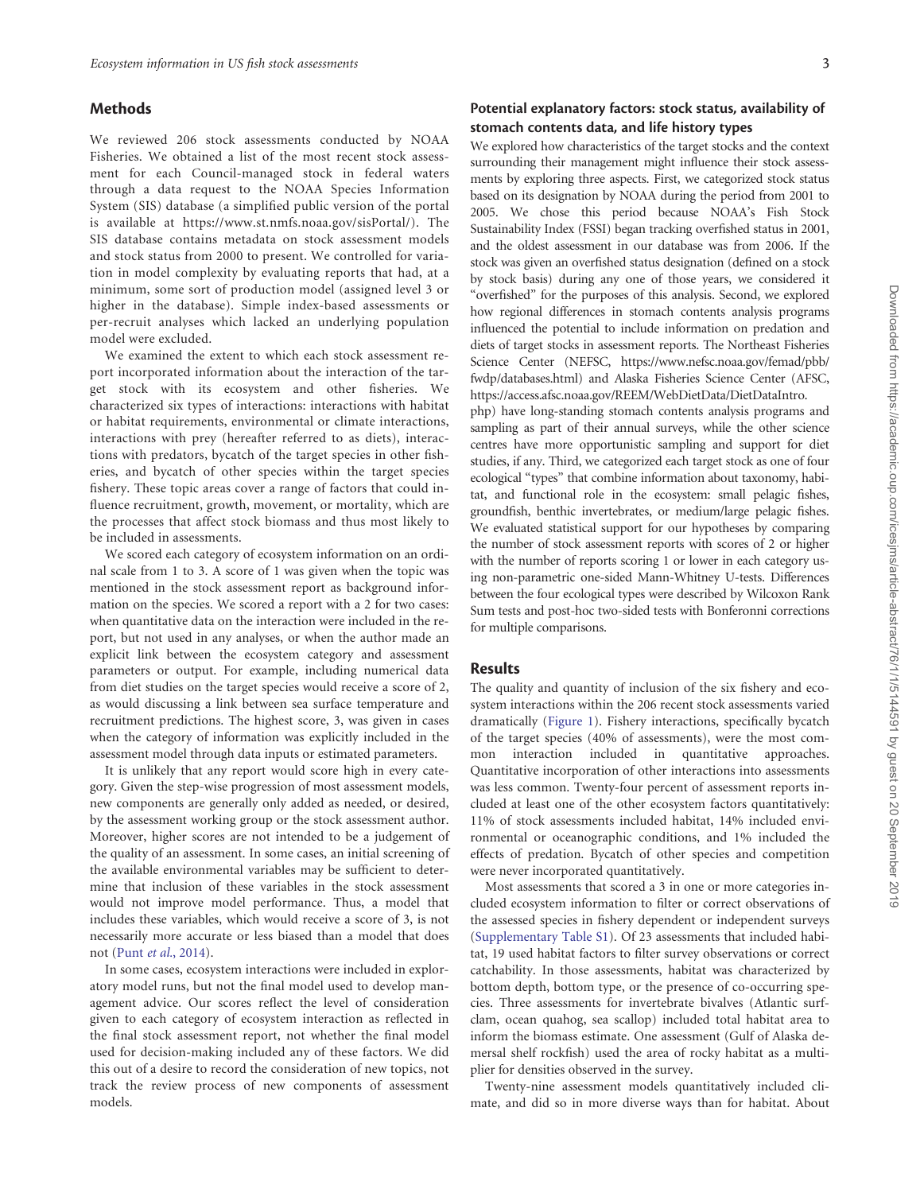## Methods

We reviewed 206 stock assessments conducted by NOAA Fisheries. We obtained a list of the most recent stock assessment for each Council-managed stock in federal waters through a data request to the NOAA Species Information System (SIS) database (a simplified public version of the portal is available at https://www.st.nmfs.noaa.gov/sisPortal/). The SIS database contains metadata on stock assessment models and stock status from 2000 to present. We controlled for variation in model complexity by evaluating reports that had, at a minimum, some sort of production model (assigned level 3 or higher in the database). Simple index-based assessments or per-recruit analyses which lacked an underlying population model were excluded.

We examined the extent to which each stock assessment report incorporated information about the interaction of the target stock with its ecosystem and other fisheries. We characterized six types of interactions: interactions with habitat or habitat requirements, environmental or climate interactions, interactions with prey (hereafter referred to as diets), interactions with predators, bycatch of the target species in other fisheries, and bycatch of other species within the target species fishery. These topic areas cover a range of factors that could influence recruitment, growth, movement, or mortality, which are the processes that affect stock biomass and thus most likely to be included in assessments.

We scored each category of ecosystem information on an ordinal scale from 1 to 3. A score of 1 was given when the topic was mentioned in the stock assessment report as background information on the species. We scored a report with a 2 for two cases: when quantitative data on the interaction were included in the report, but not used in any analyses, or when the author made an explicit link between the ecosystem category and assessment parameters or output. For example, including numerical data from diet studies on the target species would receive a score of 2, as would discussing a link between sea surface temperature and recruitment predictions. The highest score, 3, was given in cases when the category of information was explicitly included in the assessment model through data inputs or estimated parameters.

It is unlikely that any report would score high in every category. Given the step-wise progression of most assessment models, new components are generally only added as needed, or desired, by the assessment working group or the stock assessment author. Moreover, higher scores are not intended to be a judgement of the quality of an assessment. In some cases, an initial screening of the available environmental variables may be sufficient to determine that inclusion of these variables in the stock assessment would not improve model performance. Thus, a model that includes these variables, which would receive a score of 3, is not necessarily more accurate or less biased than a model that does not (Punt *et al.*, 2014).

In some cases, ecosystem interactions were included in exploratory model runs, but not the final model used to develop management advice. Our scores reflect the level of consideration given to each category of ecosystem interaction as reflected in the final stock assessment report, not whether the final model used for decision-making included any of these factors. We did this out of a desire to record the consideration of new topics, not track the review process of new components of assessment models.

### Potential explanatory factors: stock status, availability of stomach contents data, and life history types

We explored how characteristics of the target stocks and the context surrounding their management might influence their stock assessments by exploring three aspects. First, we categorized stock status based on its designation by NOAA during the period from 2001 to 2005. We chose this period because NOAA's Fish Stock Sustainability Index (FSSI) began tracking overfished status in 2001, and the oldest assessment in our database was from 2006. If the stock was given an overfished status designation (defined on a stock by stock basis) during any one of those years, we considered it "overfished" for the purposes of this analysis. Second, we explored how regional differences in stomach contents analysis programs influenced the potential to include information on predation and diets of target stocks in assessment reports. The Northeast Fisheries Science Center (NEFSC, https://www.nefsc.noaa.gov/femad/pbb/fwdp/databases.html) and Alaska Fisheries Science Center (AFSC, https://access.afsc.noaa.gov/REEM/WebDietData/DietDataIntro.php) have long-standing stomach contents analysis programs and sampling as part of their annual surveys, while the other science centres have more opportunistic sampling and support for diet studies, if any. Third, we categorized each target stock as one of four ecological "types" that combine information about taxonomy, habitat, and functional role in the ecosystem: small pelagic fishes, groundfish, benthic invertebrates, or medium/large pelagic fishes. We evaluated statistical support for our hypotheses by comparing the number of stock assessment reports with scores of 2 or higher with the number of reports scoring 1 or lower in each category using non-parametric one-sided Mann-Whitney U-tests. Differences between the four ecological types were described by Wilcoxon Rank Sum tests and post-hoc two-sided tests with Bonferonni corrections for multiple comparisons.

## Results

The quality and quantity of inclusion of the six fishery and ecosystem interactions within the 206 recent stock assessments varied dramatically (Figure 1). Fishery interactions, specifically bycatch of the target species (40% of assessments), were the most common interaction included in quantitative approaches. Quantitative incorporation of other interactions into assessments was less common. Twenty-four percent of assessment reports included at least one of the other ecosystem factors quantitatively: 11% of stock assessments included habitat, 14% included environmental or oceanographic conditions, and 1% included the effects of predation. Bycatch of other species and competition were never incorporated quantitatively.

Most assessments that scored a 3 in one or more categories included ecosystem information to filter or correct observations of the assessed species in fishery dependent or independent surveys (Supplementary Table S1). Of 23 assessments that included habitat, 19 used habitat factors to filter survey observations or correct catchability. In those assessments, habitat was characterized by bottom depth, bottom type, or the presence of co-occurring species. Three assessments for invertebrate bivalves (Atlantic surfclam, ocean quahog, sea scallop) included total habitat area to inform the biomass estimate. One assessment (Gulf of Alaska demersal shelf rockfish) used the area of rocky habitat as a multiplier for densities observed in the survey.

Twenty-nine assessment models quantitatively included climate, and did so in more diverse ways than for habitat. About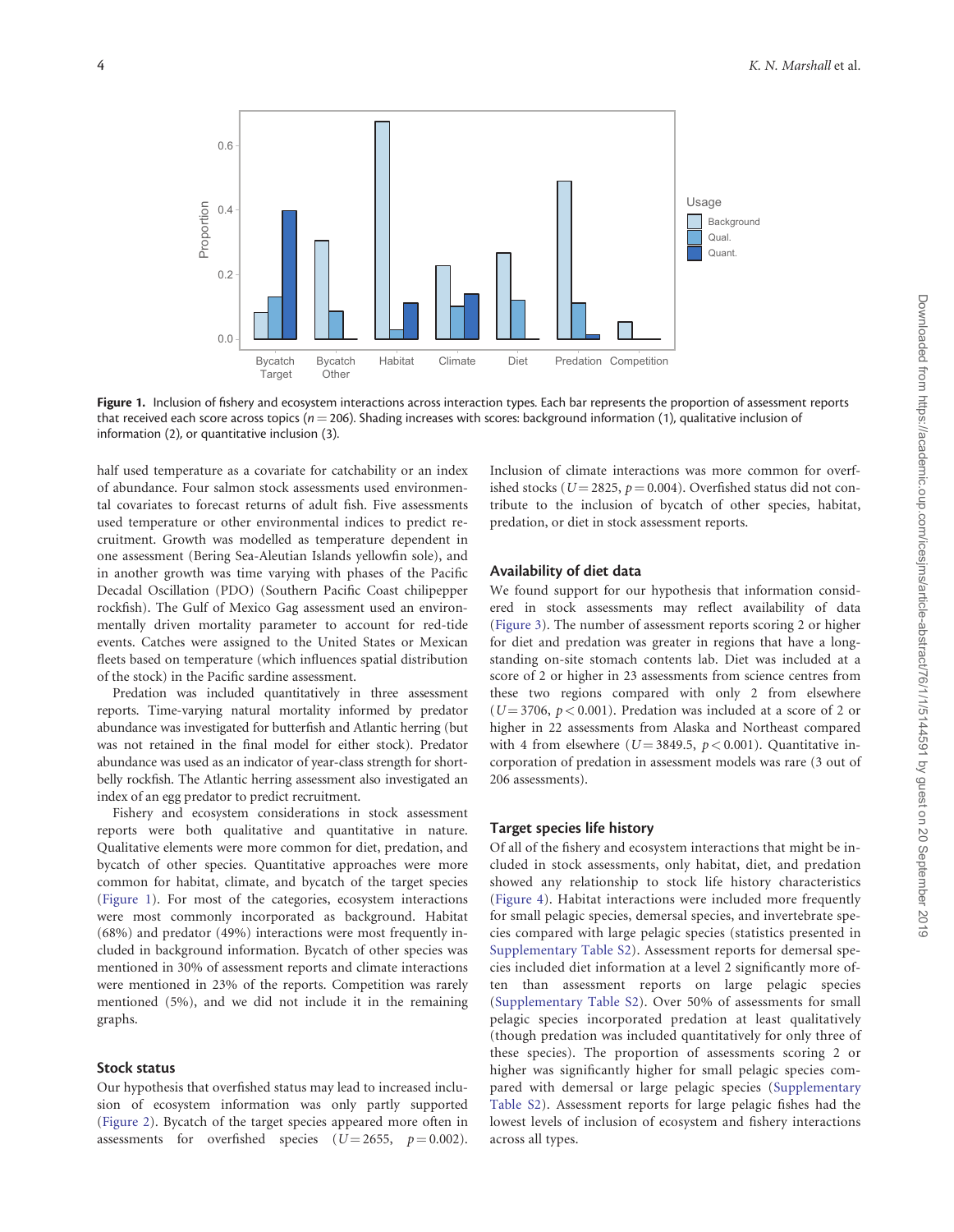Figure 1. Inclusion of fishery and ecosystem interactions across interaction types. Each bar represents the proportion of assessment reports that received each score across topics ($n = 206$). Shading increases with scores: background information (1), qualitative inclusion of information (2), or quantitative inclusion (3).

half used temperature as a covariate for catchability or an index of abundance. Four salmon stock assessments used environmental covariates to forecast returns of adult fish. Five assessments used temperature or other environmental indices to predict recruitment. Growth was modelled as temperature dependent in one assessment (Bering Sea-Aleutian Islands yellowfin sole), and in another growth was time varying with phases of the Pacific Decadal Oscillation (PDO) (Southern Pacific Coast chilipepper rockfish). The Gulf of Mexico Gag assessment used an environmentally driven mortality parameter to account for red-tide events. Catches were assigned to the United States or Mexican fleets based on temperature (which influences spatial distribution of the stock) in the Pacific sardine assessment.

Predation was included quantitatively in three assessment reports. Time-varying natural mortality informed by predator abundance was investigated for butterfish and Atlantic herring (but was not retained in the final model for either stock). Predator abundance was used as an indicator of year-class strength for shortbelly rockfish. The Atlantic herring assessment also investigated an index of an egg predator to predict recruitment.

Fishery and ecosystem considerations in stock assessment reports were both qualitative and quantitative in nature. Qualitative elements were more common for diet, predation, and bycatch of other species. Quantitative approaches were more common for habitat, climate, and bycatch of the target species (Figure 1). For most of the categories, ecosystem interactions were most commonly incorporated as background. Habitat (68%) and predator (49%) interactions were most frequently included in background information. Bycatch of other species was mentioned in 30% of assessment reports and climate interactions were mentioned in 23% of the reports. Competition was rarely mentioned (5%), and we did not include it in the remaining graphs.

### Stock status

Our hypothesis that overfished status may lead to increased inclusion of ecosystem information was only partly supported (Figure 2). Bycatch of the target species appeared more often in assessments for overfished species ($U = 2655$, $p = 0.002$). Inclusion of climate interactions was more common for overfished stocks ($U = 2825$, $p = 0.004$). Overfished status did not contribute to the inclusion of bycatch of other species, habitat, predation, or diet in stock assessment reports.

### Availability of diet data

We found support for our hypothesis that information considered in stock assessments may reflect availability of data (Figure 3). The number of assessment reports scoring 2 or higher for diet and predation was greater in regions that have a longstanding on-site stomach contents lab. Diet was included at a score of 2 or higher in 23 assessments from science centres from these two regions compared with only 2 from elsewhere ($U = 3706$, $p < 0.001$). Predation was included at a score of 2 or higher in 22 assessments from Alaska and Northeast compared with 4 from elsewhere ($U = 3849.5$, $p < 0.001$). Quantitative incorporation of predation in assessment models was rare (3 out of 206 assessments).

### Target species life history

Of all of the fishery and ecosystem interactions that might be included in stock assessments, only habitat, diet, and predation showed any relationship to stock life history characteristics (Figure 4). Habitat interactions were included more frequently for small pelagic species, demersal species, and invertebrate species compared with large pelagic species (statistics presented in Supplementary Table S2). Assessment reports for demersal species included diet information at a level 2 significantly more often than assessment reports on large pelagic species (Supplementary Table S2). Over 50% of assessments for small pelagic species incorporated predation at least qualitatively (though predation was included quantitatively for only three of these species). The proportion of assessments scoring 2 or higher was significantly higher for small pelagic species compared with demersal or large pelagic species (Supplementary Table S2). Assessment reports for large pelagic fishes had the lowest levels of inclusion of ecosystem and fishery interactions across all types.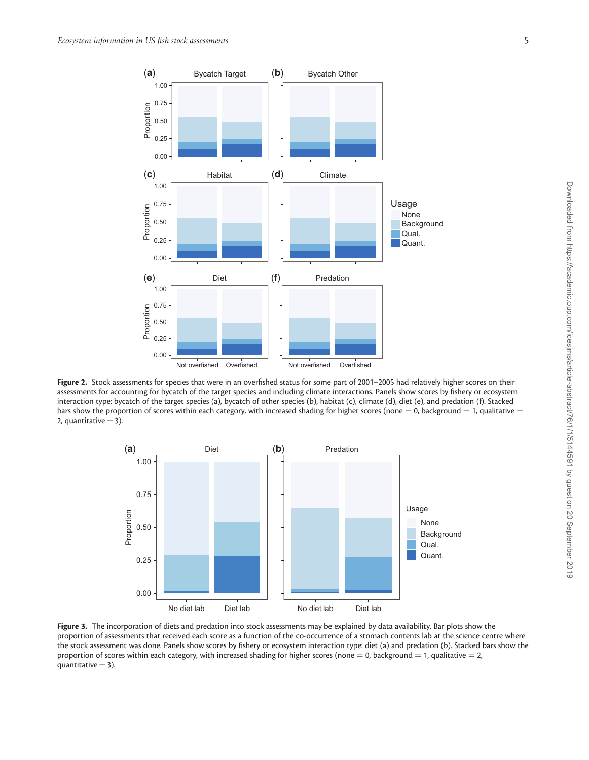**Figure 2.** Stock assessments for species that were in an overfished status for some part of 2001–2005 had relatively higher scores on their assessments for accounting for bycatch of the target species and including climate interactions. Panels show scores by fishery or ecosystem interaction type: bycatch of the target species (a), bycatch of other species (b), habitat (c), climate (d), diet (e), and predation (f). Stacked bars show the proportion of scores within each category, with increased shading for higher scores (none = 0, background = 1, qualitative = 2, quantitative = 3).

**Figure 3.** The incorporation of diets and predation into stock assessments may be explained by data availability. Bar plots show the proportion of assessments that received each score as a function of the co-occurrence of a stomach contents lab at the science centre where the stock assessment was done. Panels show scores by fishery or ecosystem interaction type: diet (a) and predation (b). Stacked bars show the proportion of scores within each category, with increased shading for higher scores (none = 0, background = 1, qualitative = 2, quantitative = 3).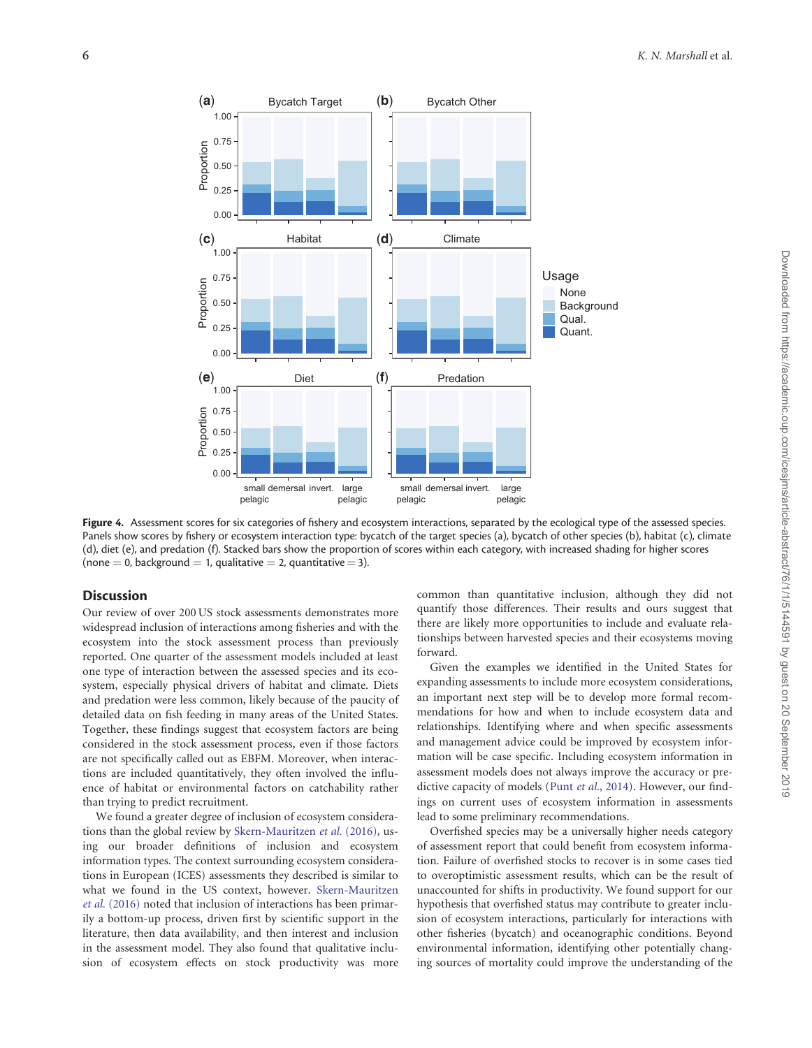**Figure 4.** Assessment scores for six categories of fishery and ecosystem interactions, separated by the ecological type of the assessed species. Panels show scores by fishery or ecosystem interaction type: bycatch of the target species (a), bycatch of other species (b), habitat (c), climate (d), diet (e), and predation (f). Stacked bars show the proportion of scores within each category, with increased shading for higher scores (none = 0, background = 1, qualitative = 2, quantitative = 3).

## Discussion

Our review of over 200 US stock assessments demonstrates more widespread inclusion of interactions among fisheries and with the ecosystem into the stock assessment process than previously reported. One quarter of the assessment models included at least one type of interaction between the assessed species and its ecosystem, especially physical drivers of habitat and climate. Diets and predation were less common, likely because of the paucity of detailed data on fish feeding in many areas of the United States. Together, these findings suggest that ecosystem factors are being considered in the stock assessment process, even if those factors are not specifically called out as EBFM. Moreover, when interactions are included quantitatively, they often involved the influence of habitat or environmental factors on catchability rather than trying to predict recruitment.

We found a greater degree of inclusion of ecosystem considerations than the global review by Skern-Mauritzen *et al.* (2016), using our broader definitions of inclusion and ecosystem information types. The context surrounding ecosystem considerations in European (ICES) assessments they described is similar to what we found in the US context, however. Skern-Mauritzen *et al.* (2016) noted that inclusion of interactions has been primarily a bottom-up process, driven first by scientific support in the literature, then data availability, and then interest and inclusion in the assessment model. They also found that qualitative inclusion of ecosystem effects on stock productivity was more common than quantitative inclusion, although they did not quantify those differences. Their results and ours suggest that there are likely more opportunities to include and evaluate relationships between harvested species and their ecosystems moving forward.

Given the examples we identified in the United States for expanding assessments to include more ecosystem considerations, an important next step will be to develop more formal recommendations for how and when to include ecosystem data and relationships. Identifying where and when specific assessments and management advice could be improved by ecosystem information will be case specific. Including ecosystem information in assessment models does not always improve the accuracy or predictive capacity of models (Punt *et al.*, 2014). However, our findings on current uses of ecosystem information in assessments lead to some preliminary recommendations.

Overfished species may be a universally higher needs category of assessment report that could benefit from ecosystem information. Failure of overfished stocks to recover is in some cases tied to overoptimistic assessment results, which can be the result of unaccounted for shifts in productivity. We found support for our hypothesis that overfished status may contribute to greater inclusion of ecosystem interactions, particularly for interactions with other fisheries (bycatch) and oceanographic conditions. Beyond environmental information, identifying other potentially changing sources of mortality could improve the understanding of the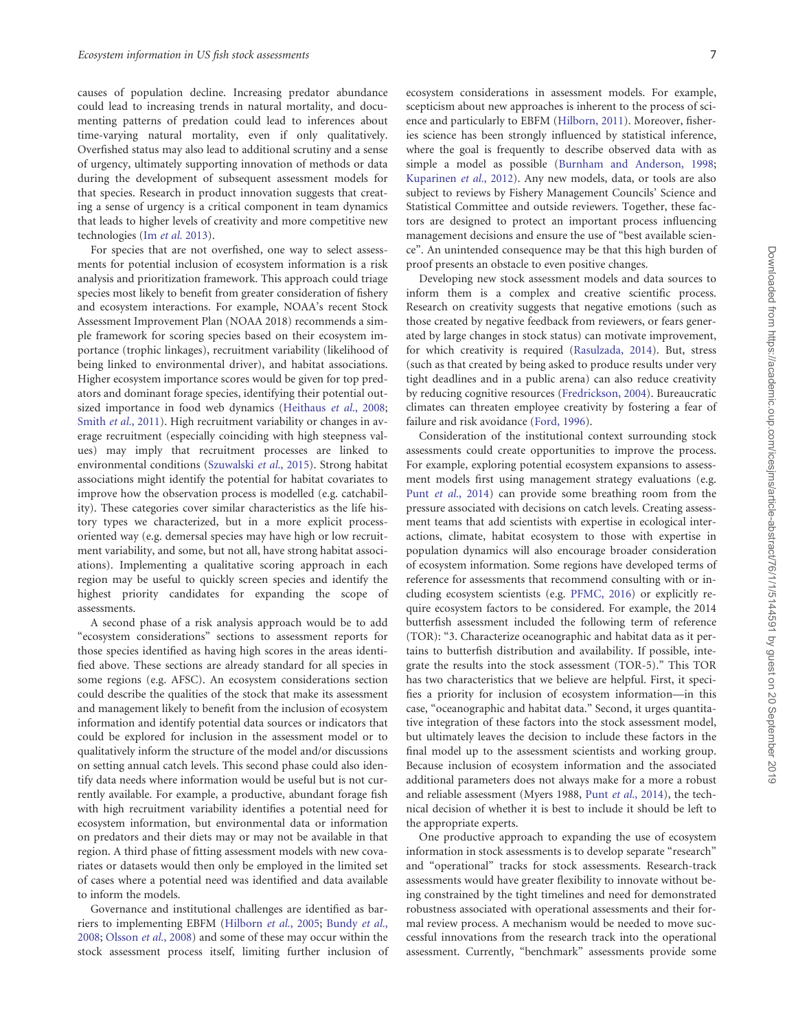causes of population decline. Increasing predator abundance could lead to increasing trends in natural mortality, and documenting patterns of predation could lead to inferences about time-varying natural mortality, even if only qualitatively. Overfished status may also lead to additional scrutiny and a sense of urgency, ultimately supporting innovation of methods or data during the development of subsequent assessment models for that species. Research in product innovation suggests that creating a sense of urgency is a critical component in team dynamics that leads to higher levels of creativity and more competitive new technologies (Im *et al.* 2013).

For species that are not overfished, one way to select assessments for potential inclusion of ecosystem information is a risk analysis and prioritization framework. This approach could triage species most likely to benefit from greater consideration of fishery and ecosystem interactions. For example, NOAA's recent Stock Assessment Improvement Plan (NOAA 2018) recommends a simple framework for scoring species based on their ecosystem importance (trophic linkages), recruitment variability (likelihood of being linked to environmental driver), and habitat associations. Higher ecosystem importance scores would be given for top predators and dominant forage species, identifying their potential outsized importance in food web dynamics (Heithaus *et al.*, 2008; Smith *et al.*, 2011). High recruitment variability or changes in average recruitment (especially coinciding with high steepness values) may imply that recruitment processes are linked to environmental conditions (Szuwalski *et al.*, 2015). Strong habitat associations might identify the potential for habitat covariates to improve how the observation process is modelled (e.g. catchability). These categories cover similar characteristics as the life history types we characterized, but in a more explicit process-oriented way (e.g. demersal species may have high or low recruitment variability, and some, but not all, have strong habitat associations). Implementing a qualitative scoring approach in each region may be useful to quickly screen species and identify the highest priority candidates for expanding the scope of assessments.

A second phase of a risk analysis approach would be to add "ecosystem considerations" sections to assessment reports for those species identified as having high scores in the areas identified above. These sections are already standard for all species in some regions (e.g. AFSC). An ecosystem considerations section could describe the qualities of the stock that make its assessment and management likely to benefit from the inclusion of ecosystem information and identify potential data sources or indicators that could be explored for inclusion in the assessment model or to qualitatively inform the structure of the model and/or discussions on setting annual catch levels. This second phase could also identify data needs where information would be useful but is not currently available. For example, a productive, abundant forage fish with high recruitment variability identifies a potential need for ecosystem information, but environmental data or information on predators and their diets may or may not be available in that region. A third phase of fitting assessment models with new covariates or datasets would then only be employed in the limited set of cases where a potential need was identified and data available to inform the models.

Governance and institutional challenges are identified as barriers to implementing EBFM (Hilborn *et al.*, 2005; Bundy *et al.*, 2008; Olsson *et al.*, 2008) and some of these may occur within the stock assessment process itself, limiting further inclusion of ecosystem considerations in assessment models. For example, scepticism about new approaches is inherent to the process of science and particularly to EBFM (Hilborn, 2011). Moreover, fisheries science has been strongly influenced by statistical inference, where the goal is frequently to describe observed data with as simple a model as possible (Burnham and Anderson, 1998; Kuparinen *et al.*, 2012). Any new models, data, or tools are also subject to reviews by Fishery Management Councils' Science and Statistical Committee and outside reviewers. Together, these factors are designed to protect an important process influencing management decisions and ensure the use of "best available science". An unintended consequence may be that this high burden of proof presents an obstacle to even positive changes.

Developing new stock assessment models and data sources to inform them is a complex and creative scientific process. Research on creativity suggests that negative emotions (such as those created by negative feedback from reviewers, or fears generated by large changes in stock status) can motivate improvement, for which creativity is required (Rasulzada, 2014). But, stress (such as that created by being asked to produce results under very tight deadlines and in a public arena) can also reduce creativity by reducing cognitive resources (Fredrickson, 2004). Bureaucratic climates can threaten employee creativity by fostering a fear of failure and risk avoidance (Ford, 1996).

Consideration of the institutional context surrounding stock assessments could create opportunities to improve the process. For example, exploring potential ecosystem expansions to assessment models first using management strategy evaluations (e.g. Punt *et al.*, 2014) can provide some breathing room from the pressure associated with decisions on catch levels. Creating assessment teams that add scientists with expertise in ecological interactions, climate, habitat ecosystem to those with expertise in population dynamics will also encourage broader consideration of ecosystem information. Some regions have developed terms of reference for assessments that recommend consulting with or including ecosystem scientists (e.g. PFMC, 2016) or explicitly require ecosystem factors to be considered. For example, the 2014 butterfish assessment included the following term of reference (TOR): "3. Characterize oceanographic and habitat data as it pertains to butterfish distribution and availability. If possible, integrate the results into the stock assessment (TOR-5)." This TOR has two characteristics that we believe are helpful. First, it specifies a priority for inclusion of ecosystem information—in this case, "oceanographic and habitat data." Second, it urges quantitative integration of these factors into the stock assessment model, but ultimately leaves the decision to include these factors in the final model up to the assessment scientists and working group. Because inclusion of ecosystem information and the associated additional parameters does not always make for a more a robust and reliable assessment (Myers 1988, Punt *et al.*, 2014), the technical decision of whether it is best to include it should be left to the appropriate experts.

One productive approach to expanding the use of ecosystem information in stock assessments is to develop separate "research" and "operational" tracks for stock assessments. Research-track assessments would have greater flexibility to innovate without being constrained by the tight timelines and need for demonstrated robustness associated with operational assessments and their formal review process. A mechanism would be needed to move successful innovations from the research track into the operational assessment. Currently, "benchmark" assessments provide some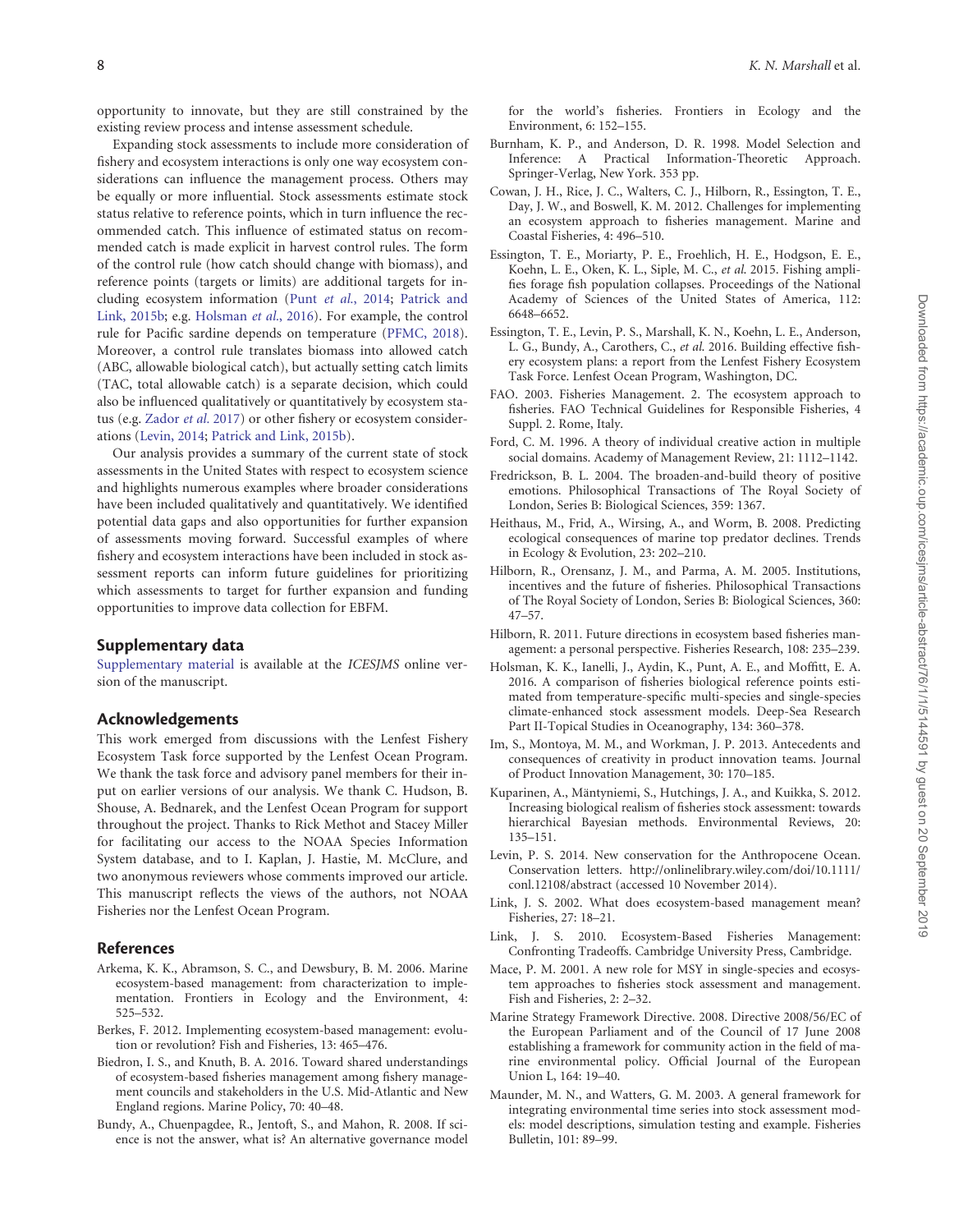opportunity to innovate, but they are still constrained by the existing review process and intense assessment schedule.

Expanding stock assessments to include more consideration of fishery and ecosystem interactions is only one way ecosystem considerations can influence the management process. Others may be equally or more influential. Stock assessments estimate stock status relative to reference points, which in turn influence the recommended catch. This influence of estimated status on recommended catch is made explicit in harvest control rules. The form of the control rule (how catch should change with biomass), and reference points (targets or limits) are additional targets for including ecosystem information (Punt *et al.*, 2014; Patrick and Link, 2015b; e.g. Holsman *et al.*, 2016). For example, the control rule for Pacific sardine depends on temperature (PFMC, 2018). Moreover, a control rule translates biomass into allowed catch (ABC, allowable biological catch), but actually setting catch limits (TAC, total allowable catch) is a separate decision, which could also be influenced qualitatively or quantitatively by ecosystem status (e.g. Zador *et al.* 2017) or other fishery or ecosystem considerations (Levin, 2014; Patrick and Link, 2015b).

Our analysis provides a summary of the current state of stock assessments in the United States with respect to ecosystem science and highlights numerous examples where broader considerations have been included qualitatively and quantitatively. We identified potential data gaps and also opportunities for further expansion of assessments moving forward. Successful examples of where fishery and ecosystem interactions have been included in stock assessment reports can inform future guidelines for prioritizing which assessments to target for further expansion and funding opportunities to improve data collection for EBFM.

## Supplementary data

Supplementary material is available at the *ICESJMS* online version of the manuscript.

## Acknowledgements

This work emerged from discussions with the Lenfest Fishery Ecosystem Task force supported by the Lenfest Ocean Program. We thank the task force and advisory panel members for their input on earlier versions of our analysis. We thank C. Hudson, B. Shouse, A. Bednarek, and the Lenfest Ocean Program for support throughout the project. Thanks to Rick Methot and Stacey Miller for facilitating our access to the NOAA Species Information System database, and to I. Kaplan, J. Hastie, M. McClure, and two anonymous reviewers whose comments improved our article. This manuscript reflects the views of the authors, not NOAA Fisheries nor the Lenfest Ocean Program.

## References

Arkema, K. K., Abramson, S. C., and Dewsbury, B. M. 2006. Marine ecosystem-based management: from characterization to implementation. Frontiers in Ecology and the Environment, 4: 525–532.

Berkes, F. 2012. Implementing ecosystem-based management: evolution or revolution? Fish and Fisheries, 13: 465–476.

Biedron, I. S., and Knuth, B. A. 2016. Toward shared understandings of ecosystem-based fisheries management among fishery management councils and stakeholders in the U.S. Mid-Atlantic and New England regions. Marine Policy, 70: 40–48.

Bundy, A., Chuenpagdee, R., Jentoft, S., and Mahon, R. 2008. If science is not the answer, what is? An alternative governance model for the world's fisheries. Frontiers in Ecology and the Environment, 6: 152–155.

Burnham, K. P., and Anderson, D. R. 1998. Model Selection and Inference: A Practical Information-Theoretic Approach. Springer-Verlag, New York. 353 pp.

Cowan, J. H., Rice, J. C., Walters, C. J., Hilborn, R., Essington, T. E., Day, J. W., and Boswell, K. M. 2012. Challenges for implementing an ecosystem approach to fisheries management. Marine and Coastal Fisheries, 4: 496–510.

Essington, T. E., Moriarty, P. E., Froehlich, H. E., Hodgson, E. E., Koehn, L. E., Oken, K. L., Siple, M. C., *et al.* 2015. Fishing amplifies forage fish population collapses. Proceedings of the National Academy of Sciences of the United States of America, 112: 6648–6652.

Essington, T. E., Levin, P. S., Marshall, K. N., Koehn, L. E., Anderson, L. G., Bundy, A., Carothers, C., *et al.* 2016. Building effective fishery ecosystem plans: a report from the Lenfest Fishery Ecosystem Task Force. Lenfest Ocean Program, Washington, DC.

FAO. 2003. Fisheries Management. 2. The ecosystem approach to fisheries. FAO Technical Guidelines for Responsible Fisheries, 4 Suppl. 2. Rome, Italy.

Ford, C. M. 1996. A theory of individual creative action in multiple social domains. Academy of Management Review, 21: 1112–1142.

Fredrickson, B. L. 2004. The broaden-and-build theory of positive emotions. Philosophical Transactions of The Royal Society of London, Series B: Biological Sciences, 359: 1367.

Heithaus, M., Frid, A., Wirsing, A., and Worm, B. 2008. Predicting ecological consequences of marine top predator declines. Trends in Ecology & Evolution, 23: 202–210.

Hilborn, R., Orensanz, J. M., and Parma, A. M. 2005. Institutions, incentives and the future of fisheries. Philosophical Transactions of The Royal Society of London, Series B: Biological Sciences, 360: 47–57.

Hilborn, R. 2011. Future directions in ecosystem based fisheries management: a personal perspective. Fisheries Research, 108: 235–239.

Holsman, K. K., Ianelli, J., Aydin, K., Punt, A. E., and Moffitt, E. A. 2016. A comparison of fisheries biological reference points estimated from temperature-specific multi-species and single-species climate-enhanced stock assessment models. Deep-Sea Research Part II-Topical Studies in Oceanography, 134: 360–378.

Im, S., Montoya, M. M., and Workman, J. P. 2013. Antecedents and consequences of creativity in product innovation teams. Journal of Product Innovation Management, 30: 170–185.

Kuparinen, A., Mäntyniemi, S., Hutchings, J. A., and Kuikka, S. 2012. Increasing biological realism of fisheries stock assessment: towards hierarchical Bayesian methods. Environmental Reviews, 20: 135–151.

Levin, P. S. 2014. New conservation for the Anthropocene Ocean. Conservation letters. http://onlinelibrary.wiley.com/doi/10.1111/conl.12108/abstract (accessed 10 November 2014).

Link, J. S. 2002. What does ecosystem-based management mean? Fisheries, 27: 18–21.

Link, J. S. 2010. Ecosystem-Based Fisheries Management: Confronting Tradeoffs. Cambridge University Press, Cambridge.

Mace, P. M. 2001. A new role for MSY in single-species and ecosystem approaches to fisheries stock assessment and management. Fish and Fisheries, 2: 2–32.

Marine Strategy Framework Directive. 2008. Directive 2008/56/EC of the European Parliament and of the Council of 17 June 2008 establishing a framework for community action in the field of marine environmental policy. Official Journal of the European Union L, 164: 19–40.

Maunder, M. N., and Watters, G. M. 2003. A general framework for integrating environmental time series into stock assessment models: model descriptions, simulation testing and example. Fisheries Bulletin, 101: 89–99.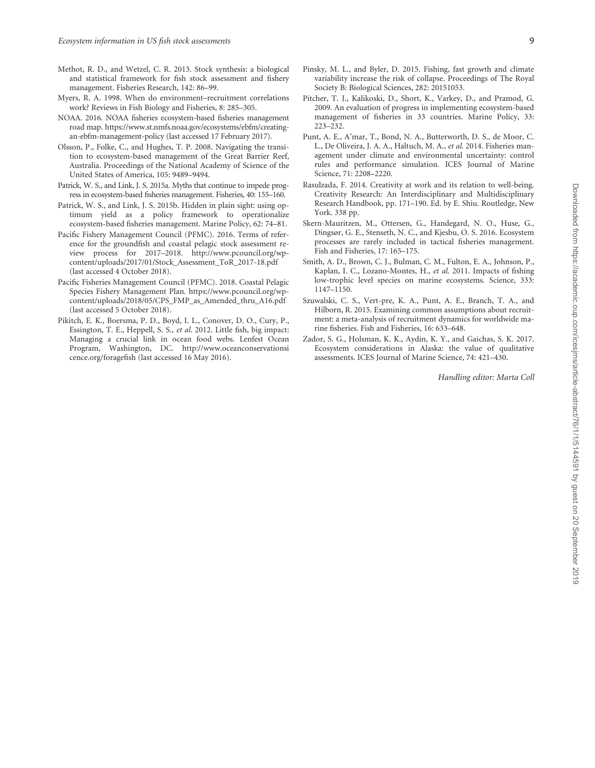Methot, R. D., and Wetzel, C. R. 2013. Stock synthesis: a biological and statistical framework for fish stock assessment and fishery management. Fisheries Research, 142: 86–99.

Myers, R. A. 1998. When do environment–recruitment correlations work? Reviews in Fish Biology and Fisheries, 8: 285–305.

NOAA. 2016. NOAA fisheries ecosystem-based fisheries management road map. https://www.st.nmfs.noaa.gov/ecosystems/ebfm/creating-an-ebfm-management-policy (last accessed 17 February 2017).

Olsson, P., Folke, C., and Hughes, T. P. 2008. Navigating the transition to ecosystem-based management of the Great Barrier Reef, Australia. Proceedings of the National Academy of Science of the United States of America, 105: 9489–9494.

Patrick, W. S., and Link, J. S. 2015a. Myths that continue to impede progress in ecosystem-based fisheries management. Fisheries, 40: 155–160.

Patrick, W. S., and Link, J. S. 2015b. Hidden in plain sight: using optimum yield as a policy framework to operationalize ecosystem-based fisheries management. Marine Policy, 62: 74–81.

Pacific Fishery Management Council (PFMC). 2016. Terms of reference for the groundfish and coastal pelagic stock assessment review process for 2017–2018. http://www.pcouncil.org/wp-content/uploads/2017/01/Stock_Assessment_ToR_2017-18.pdf (last accessed 4 October 2018).

Pacific Fisheries Management Council (PFMC). 2018. Coastal Pelagic Species Fishery Management Plan. https://www.pcouncil.org/wp-content/uploads/2018/05/CPS_FMP_as_Amended_thru_A16.pdf (last accessed 5 October 2018).

Pikitch, E. K., Boersma, P. D., Boyd, I. L., Conover, D. O., Cury, P., Essington, T. E., Heppell, S. S., *et al*. 2012. Little fish, big impact: Managing a crucial link in ocean food webs. Lenfest Ocean Program, Washington, DC. http://www.oceanconservationscience.org/foragefish (last accessed 16 May 2016).

Pinsky, M. L., and Byler, D. 2015. Fishing, fast growth and climate variability increase the risk of collapse. Proceedings of The Royal Society B: Biological Sciences, 282: 20151053.

Pitcher, T. J., Kalikoski, D., Short, K., Varkey, D., and Pramod, G. 2009. An evaluation of progress in implementing ecosystem-based management of fisheries in 33 countries. Marine Policy, 33: 223–232.

Punt, A. E., A'mar, T., Bond, N. A., Butterworth, D. S., de Moor, C. L., De Oliveira, J. A. A., Haltuch, M. A., *et al*. 2014. Fisheries management under climate and environmental uncertainty: control rules and performance simulation. ICES Journal of Marine Science, 71: 2208–2220.

Rasulzada, F. 2014. Creativity at work and its relation to well-being. Creativity Research: An Interdisciplinary and Multidisciplinary Research Handbook, pp. 171–190. Ed. by E. Shiu. Routledge, New York. 338 pp.

Skern-Mauritzen, M., Ottersen, G., Handegard, N. O., Huse, G., Dingsør, G. E., Stenseth, N. C., and Kjesbu, O. S. 2016. Ecosystem processes are rarely included in tactical fisheries management. Fish and Fisheries, 17: 165–175.

Smith, A. D., Brown, C. J., Bulman, C. M., Fulton, E. A., Johnson, P., Kaplan, I. C., Lozano-Montes, H., *et al*. 2011. Impacts of fishing low-trophic level species on marine ecosystems. Science, 333: 1147–1150.

Szuwalski, C. S., Vert-pre, K. A., Punt, A. E., Branch, T. A., and Hilborn, R. 2015. Examining common assumptions about recruitment: a meta-analysis of recruitment dynamics for worldwide marine fisheries. Fish and Fisheries, 16: 633–648.

Zador, S. G., Holsman, K. K., Aydin, K. Y., and Gaichas, S. K. 2017. Ecosystem considerations in Alaska: the value of qualitative assessments. ICES Journal of Marine Science, 74: 421–430.

*Handling editor: Marta Coll*